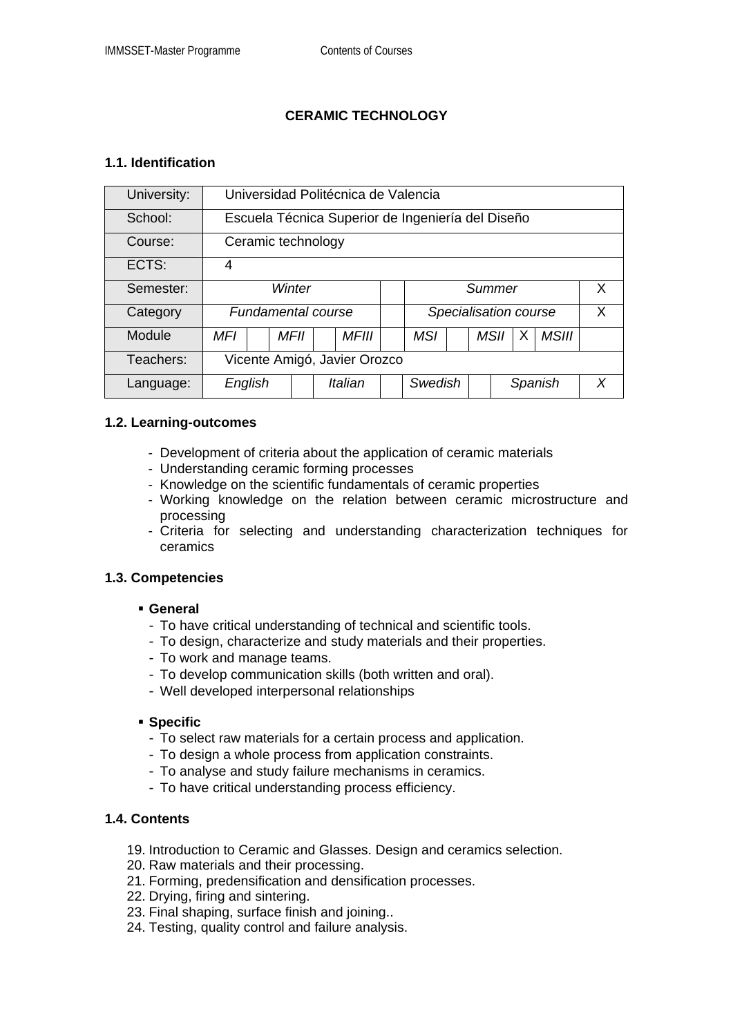# CERAMIC TECHNOLOGY

## 1.1. Identification

| University: | Universidad Politécnica de Valencia | | | | | | | | | | | |
|---|---|---|---|---|---|---|---|---|---|---|---|---|
| School: | Escuela Técnica Superior de Ingeniería del Diseño | | | | | | | | | | | |
| Course: | Ceramic technology | | | | | | | | | | | |
| ECTS: | 4 | | | | | | | | | | | |
| Semester: | *Winter* | | | | | | *Summer* | | | | | X |
| Category | *Fundamental course* | | | | | | *Specialisation course* | | | | | X |
| Module | *MFI* | | *MFII* | | *MFIII* | | *MSI* | | *MSII* | X | *MSIII* | |
| Teachers: | Vicente Amigó, Javier Orozco | | | | | | | | | | | |
| Language: | *English* | | | *Italian* | | | *Swedish* | | *Spanish* | | | *X* |

## 1.2. Learning-outcomes

- Development of criteria about the application of ceramic materials
- Understanding ceramic forming processes
- Knowledge on the scientific fundamentals of ceramic properties
- Working knowledge on the relation between ceramic microstructure and processing
- Criteria for selecting and understanding characterization techniques for ceramics

## 1.3. Competencies

- **General**
  - To have critical understanding of technical and scientific tools.
  - To design, characterize and study materials and their properties.
  - To work and manage teams.
  - To develop communication skills (both written and oral).
  - Well developed interpersonal relationships

- **Specific**
  - To select raw materials for a certain process and application.
  - To design a whole process from application constraints.
  - To analyse and study failure mechanisms in ceramics.
  - To have critical understanding process efficiency.

## 1.4. Contents

19. Introduction to Ceramic and Glasses. Design and ceramics selection.
20. Raw materials and their processing.
21. Forming, predensification and densification processes.
22. Drying, firing and sintering.
23. Final shaping, surface finish and joining..
24. Testing, quality control and failure analysis.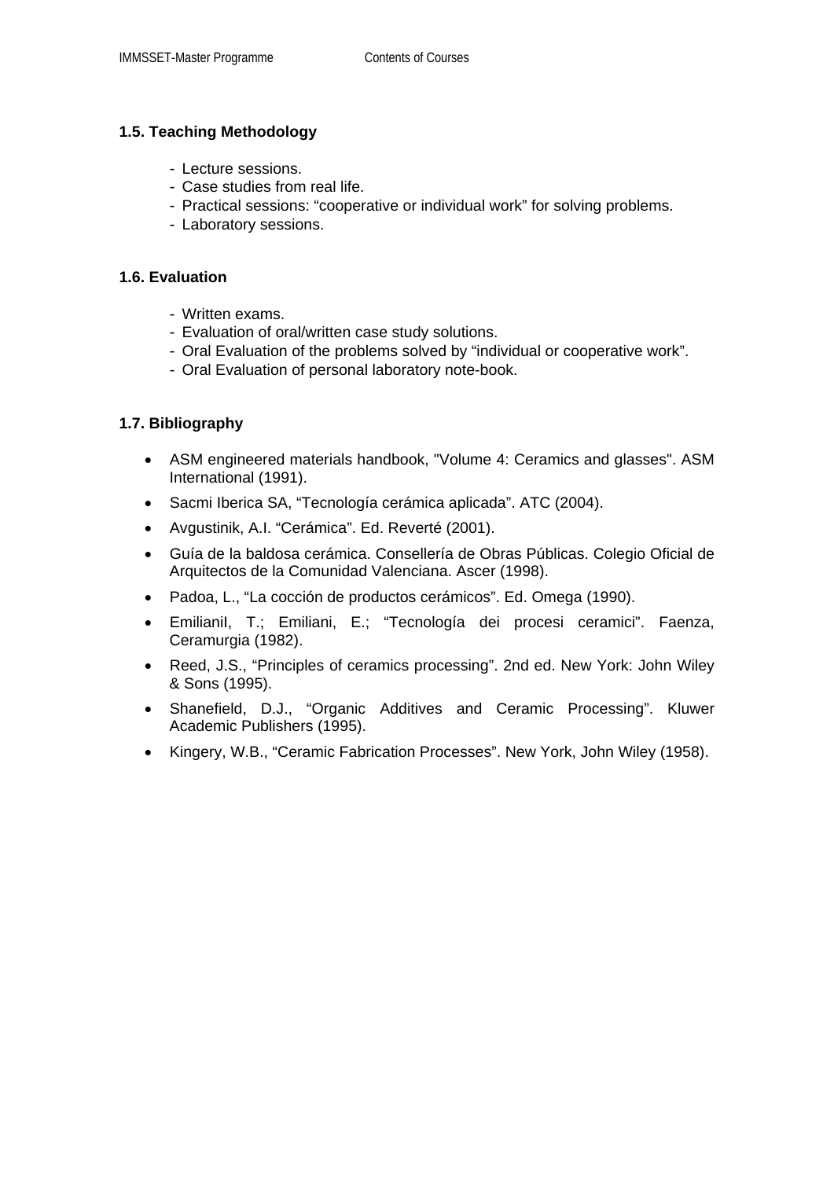### 1.5. Teaching Methodology

- Lecture sessions.
- Case studies from real life.
- Practical sessions: “cooperative or individual work” for solving problems.
- Laboratory sessions.

### 1.6. Evaluation

- Written exams.
- Evaluation of oral/written case study solutions.
- Oral Evaluation of the problems solved by “individual or cooperative work”.
- Oral Evaluation of personal laboratory note-book.

### 1.7. Bibliography

- ASM engineered materials handbook, "Volume 4: Ceramics and glasses". ASM International (1991).
- Sacmi Iberica SA, “Tecnología cerámica aplicada”. ATC (2004).
- Avgustinik, A.I. “Cerámica”. Ed. Reverté (2001).
- Guía de la baldosa cerámica. Consellería de Obras Públicas. Colegio Oficial de Arquitectos de la Comunidad Valenciana. Ascer (1998).
- Padoa, L., “La cocción de productos cerámicos”. Ed. Omega (1990).
- EmilianiI, T.; Emiliani, E.; “Tecnología dei procesi ceramici”. Faenza, Ceramurgia (1982).
- Reed, J.S., “Principles of ceramics processing”. 2nd ed. New York: John Wiley & Sons (1995).
- Shanefield, D.J., “Organic Additives and Ceramic Processing”. Kluwer Academic Publishers (1995).
- Kingery, W.B., “Ceramic Fabrication Processes”. New York, John Wiley (1958).